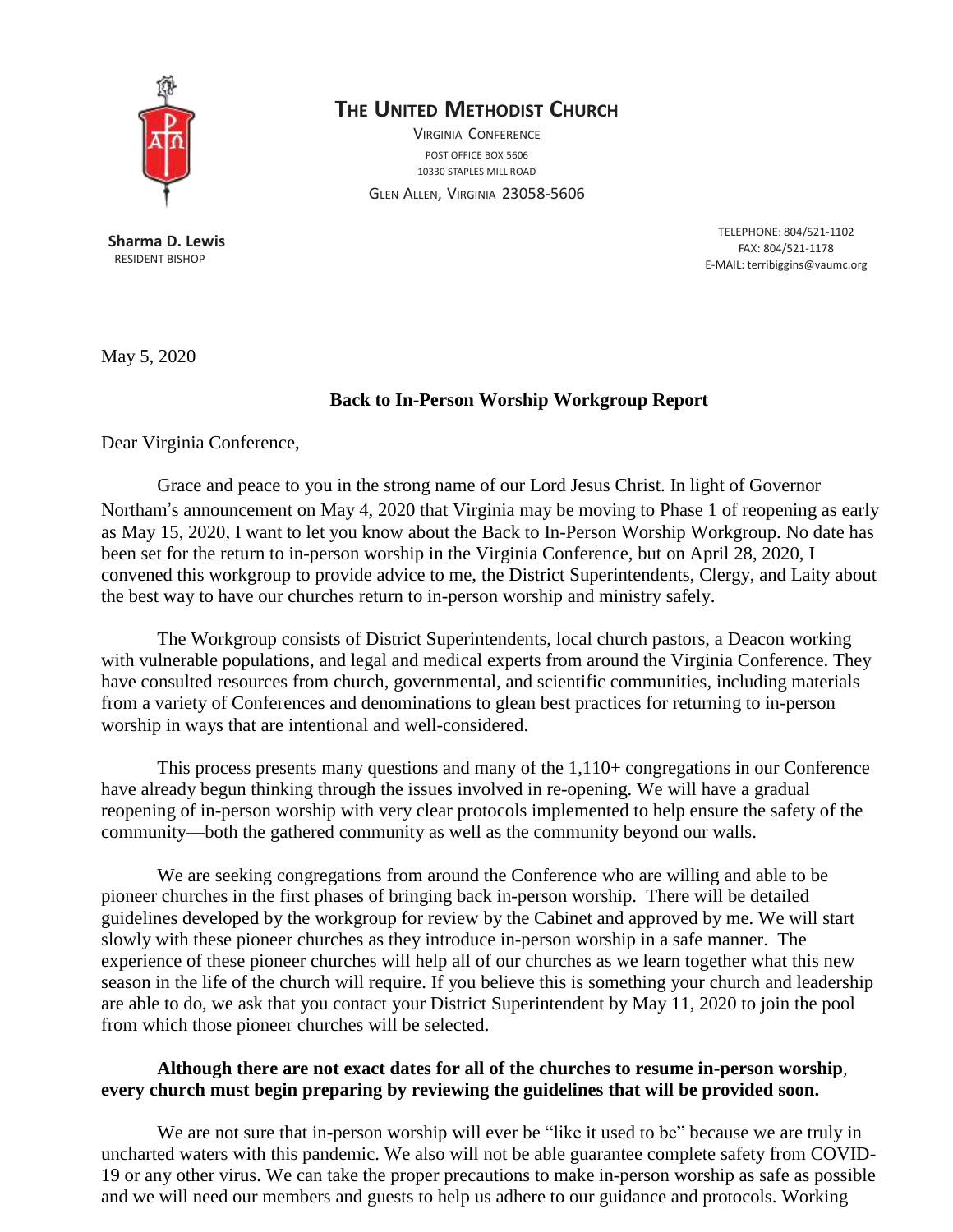# The United Methodist Church

Virginia Conference
Post Office Box 5606
10330 Staples Mill Road
Glen Allen, Virginia 23058-5606

**Sharma D. Lewis**
Resident Bishop

Telephone: 804/521-1102
Fax: 804/521-1178
E-Mail: terribiggins@vaumc.org

May 5, 2020

**Back to In-Person Worship Workgroup Report**

Dear Virginia Conference,

Grace and peace to you in the strong name of our Lord Jesus Christ. In light of Governor Northam's announcement on May 4, 2020 that Virginia may be moving to Phase 1 of reopening as early as May 15, 2020, I want to let you know about the Back to In-Person Worship Workgroup. No date has been set for the return to in-person worship in the Virginia Conference, but on April 28, 2020, I convened this workgroup to provide advice to me, the District Superintendents, Clergy, and Laity about the best way to have our churches return to in-person worship and ministry safely.

The Workgroup consists of District Superintendents, local church pastors, a Deacon working with vulnerable populations, and legal and medical experts from around the Virginia Conference. They have consulted resources from church, governmental, and scientific communities, including materials from a variety of Conferences and denominations to glean best practices for returning to in-person worship in ways that are intentional and well-considered.

This process presents many questions and many of the 1,110+ congregations in our Conference have already begun thinking through the issues involved in re-opening. We will have a gradual reopening of in-person worship with very clear protocols implemented to help ensure the safety of the community—both the gathered community as well as the community beyond our walls.

We are seeking congregations from around the Conference who are willing and able to be pioneer churches in the first phases of bringing back in-person worship. There will be detailed guidelines developed by the workgroup for review by the Cabinet and approved by me. We will start slowly with these pioneer churches as they introduce in-person worship in a safe manner. The experience of these pioneer churches will help all of our churches as we learn together what this new season in the life of the church will require. If you believe this is something your church and leadership are able to do, we ask that you contact your District Superintendent by May 11, 2020 to join the pool from which those pioneer churches will be selected.

**Although there are not exact dates for all of the churches to resume in-person worship, every church must begin preparing by reviewing the guidelines that will be provided soon.**

We are not sure that in-person worship will ever be "like it used to be" because we are truly in uncharted waters with this pandemic. We also will not be able guarantee complete safety from COVID-19 or any other virus. We can take the proper precautions to make in-person worship as safe as possible and we will need our members and guests to help us adhere to our guidance and protocols. Working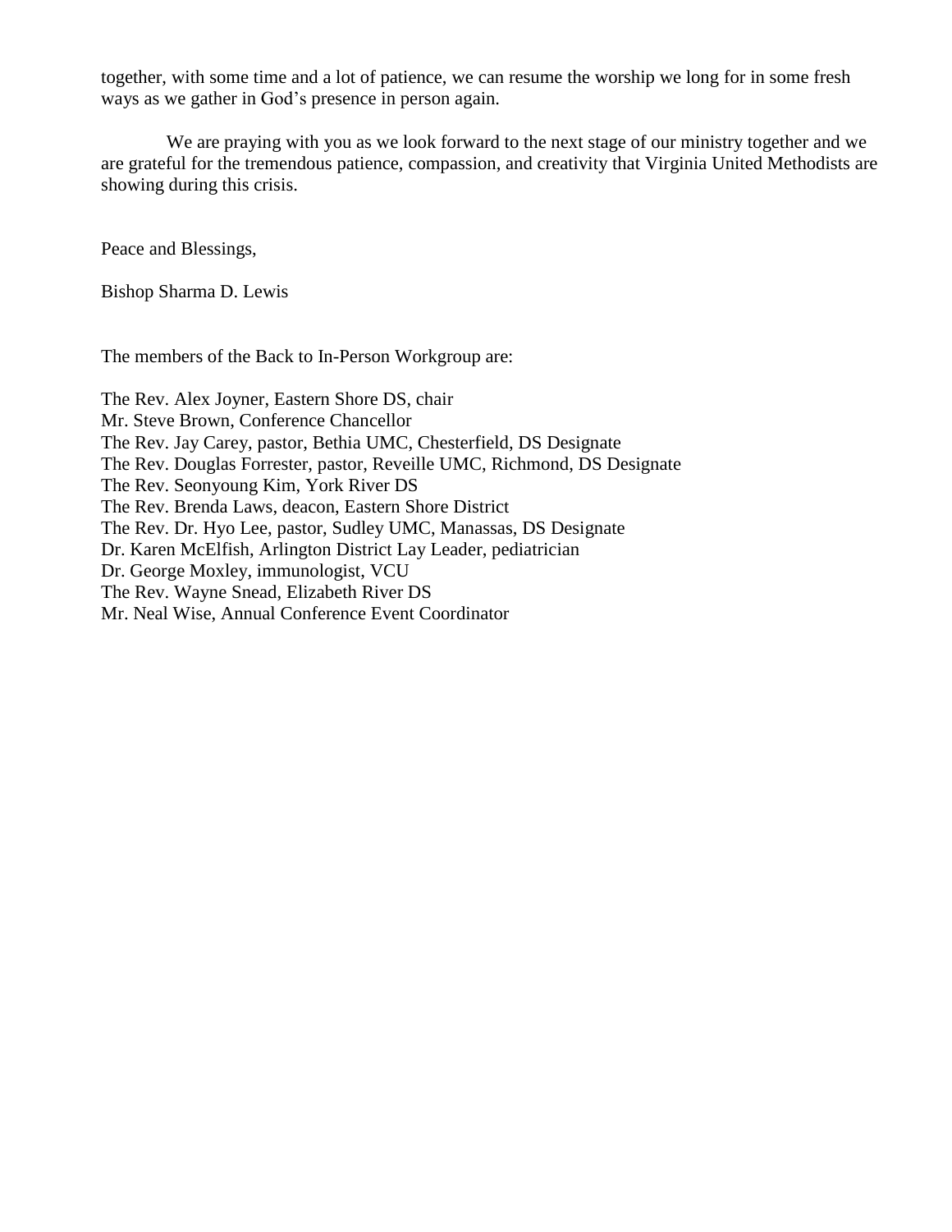together, with some time and a lot of patience, we can resume the worship we long for in some fresh ways as we gather in God's presence in person again.

We are praying with you as we look forward to the next stage of our ministry together and we are grateful for the tremendous patience, compassion, and creativity that Virginia United Methodists are showing during this crisis.

Peace and Blessings,

Bishop Sharma D. Lewis

The members of the Back to In-Person Workgroup are:

The Rev. Alex Joyner, Eastern Shore DS, chair  
Mr. Steve Brown, Conference Chancellor  
The Rev. Jay Carey, pastor, Bethia UMC, Chesterfield, DS Designate  
The Rev. Douglas Forrester, pastor, Reveille UMC, Richmond, DS Designate  
The Rev. Seonyoung Kim, York River DS  
The Rev. Brenda Laws, deacon, Eastern Shore District  
The Rev. Dr. Hyo Lee, pastor, Sudley UMC, Manassas, DS Designate  
Dr. Karen McElfish, Arlington District Lay Leader, pediatrician  
Dr. George Moxley, immunologist, VCU  
The Rev. Wayne Snead, Elizabeth River DS  
Mr. Neal Wise, Annual Conference Event Coordinator